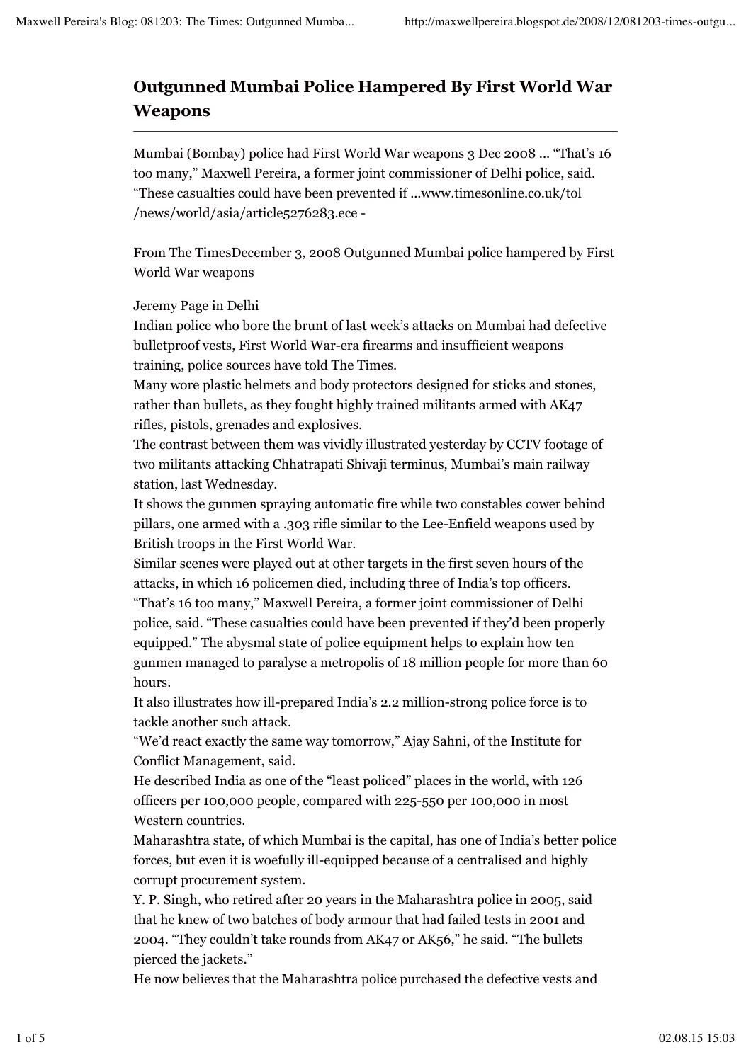# Outgunned Mumbai Police Hampered By First World War Weapons

---

Mumbai (Bombay) police had First World War weapons 3 Dec 2008 ... "That's 16 too many," Maxwell Pereira, a former joint commissioner of Delhi police, said. "These casualties could have been prevented if ...www.timesonline.co.uk/tol /news/world/asia/article5276283.ece -

From The TimesDecember 3, 2008 Outgunned Mumbai police hampered by First World War weapons

Jeremy Page in Delhi

Indian police who bore the brunt of last week's attacks on Mumbai had defective bulletproof vests, First World War-era firearms and insufficient weapons training, police sources have told The Times.

Many wore plastic helmets and body protectors designed for sticks and stones, rather than bullets, as they fought highly trained militants armed with AK47 rifles, pistols, grenades and explosives.

The contrast between them was vividly illustrated yesterday by CCTV footage of two militants attacking Chhatrapati Shivaji terminus, Mumbai's main railway station, last Wednesday.

It shows the gunmen spraying automatic fire while two constables cower behind pillars, one armed with a .303 rifle similar to the Lee-Enfield weapons used by British troops in the First World War.

Similar scenes were played out at other targets in the first seven hours of the attacks, in which 16 policemen died, including three of India's top officers.

"That's 16 too many," Maxwell Pereira, a former joint commissioner of Delhi police, said. "These casualties could have been prevented if they'd been properly equipped." The abysmal state of police equipment helps to explain how ten gunmen managed to paralyse a metropolis of 18 million people for more than 60 hours.

It also illustrates how ill-prepared India's 2.2 million-strong police force is to tackle another such attack.

"We'd react exactly the same way tomorrow," Ajay Sahni, of the Institute for Conflict Management, said.

He described India as one of the "least policed" places in the world, with 126 officers per 100,000 people, compared with 225-550 per 100,000 in most Western countries.

Maharashtra state, of which Mumbai is the capital, has one of India's better police forces, but even it is woefully ill-equipped because of a centralised and highly corrupt procurement system.

Y. P. Singh, who retired after 20 years in the Maharashtra police in 2005, said that he knew of two batches of body armour that had failed tests in 2001 and 2004. "They couldn't take rounds from AK47 or AK56," he said. "The bullets pierced the jackets."

He now believes that the Maharashtra police purchased the defective vests and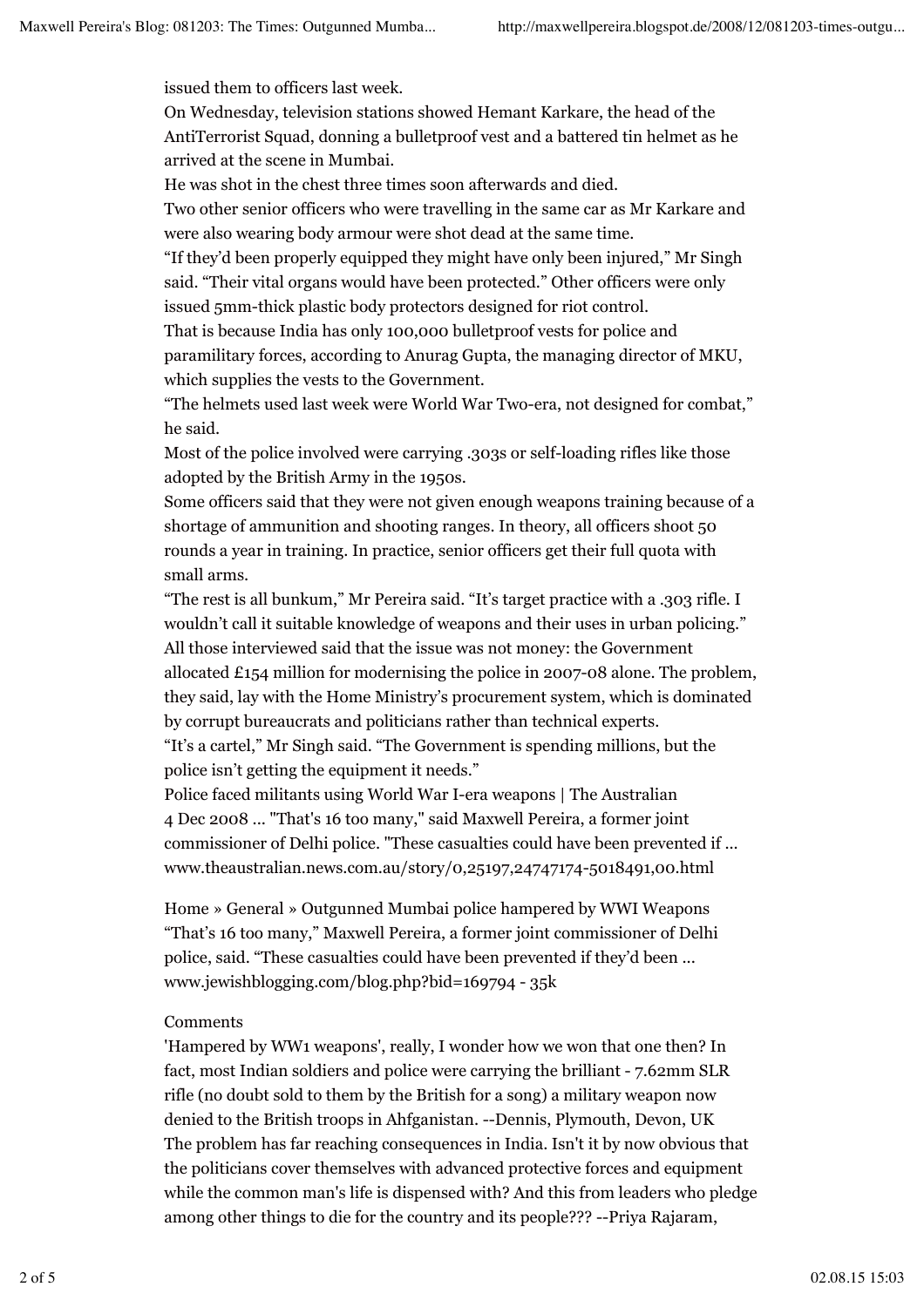issued them to officers last week.

On Wednesday, television stations showed Hemant Karkare, the head of the AntiTerrorist Squad, donning a bulletproof vest and a battered tin helmet as he arrived at the scene in Mumbai.

He was shot in the chest three times soon afterwards and died.

Two other senior officers who were travelling in the same car as Mr Karkare and were also wearing body armour were shot dead at the same time.

“If they’d been properly equipped they might have only been injured,” Mr Singh said. “Their vital organs would have been protected.” Other officers were only issued 5mm-thick plastic body protectors designed for riot control.

That is because India has only 100,000 bulletproof vests for police and paramilitary forces, according to Anurag Gupta, the managing director of MKU, which supplies the vests to the Government.

“The helmets used last week were World War Two-era, not designed for combat,” he said.

Most of the police involved were carrying .303s or self-loading rifles like those adopted by the British Army in the 1950s.

Some officers said that they were not given enough weapons training because of a shortage of ammunition and shooting ranges. In theory, all officers shoot 50 rounds a year in training. In practice, senior officers get their full quota with small arms.

“The rest is all bunkum,” Mr Pereira said. “It’s target practice with a .303 rifle. I wouldn’t call it suitable knowledge of weapons and their uses in urban policing.”

All those interviewed said that the issue was not money: the Government allocated £154 million for modernising the police in 2007-08 alone. The problem, they said, lay with the Home Ministry’s procurement system, which is dominated by corrupt bureaucrats and politicians rather than technical experts.

“It’s a cartel,” Mr Singh said. “The Government is spending millions, but the police isn’t getting the equipment it needs.”

Police faced militants using World War I-era weapons | The Australian
4 Dec 2008 ... "That's 16 too many," said Maxwell Pereira, a former joint commissioner of Delhi police. "These casualties could have been prevented if ...
www.theaustralian.news.com.au/story/0,25197,24747174-5018491,00.html

Home » General » Outgunned Mumbai police hampered by WWI Weapons
“That’s 16 too many,” Maxwell Pereira, a former joint commissioner of Delhi police, said. “These casualties could have been prevented if they’d been ...
www.jewishblogging.com/blog.php?bid=169794 - 35k

Comments

'Hampered by WW1 weapons', really, I wonder how we won that one then? In fact, most Indian soldiers and police were carrying the brilliant - 7.62mm SLR rifle (no doubt sold to them by the British for a song) a military weapon now denied to the British troops in Ahfganistan. --Dennis, Plymouth, Devon, UK

The problem has far reaching consequences in India. Isn't it by now obvious that the politicians cover themselves with advanced protective forces and equipment while the common man's life is dispensed with? And this from leaders who pledge among other things to die for the country and its people??? --Priya Rajaram,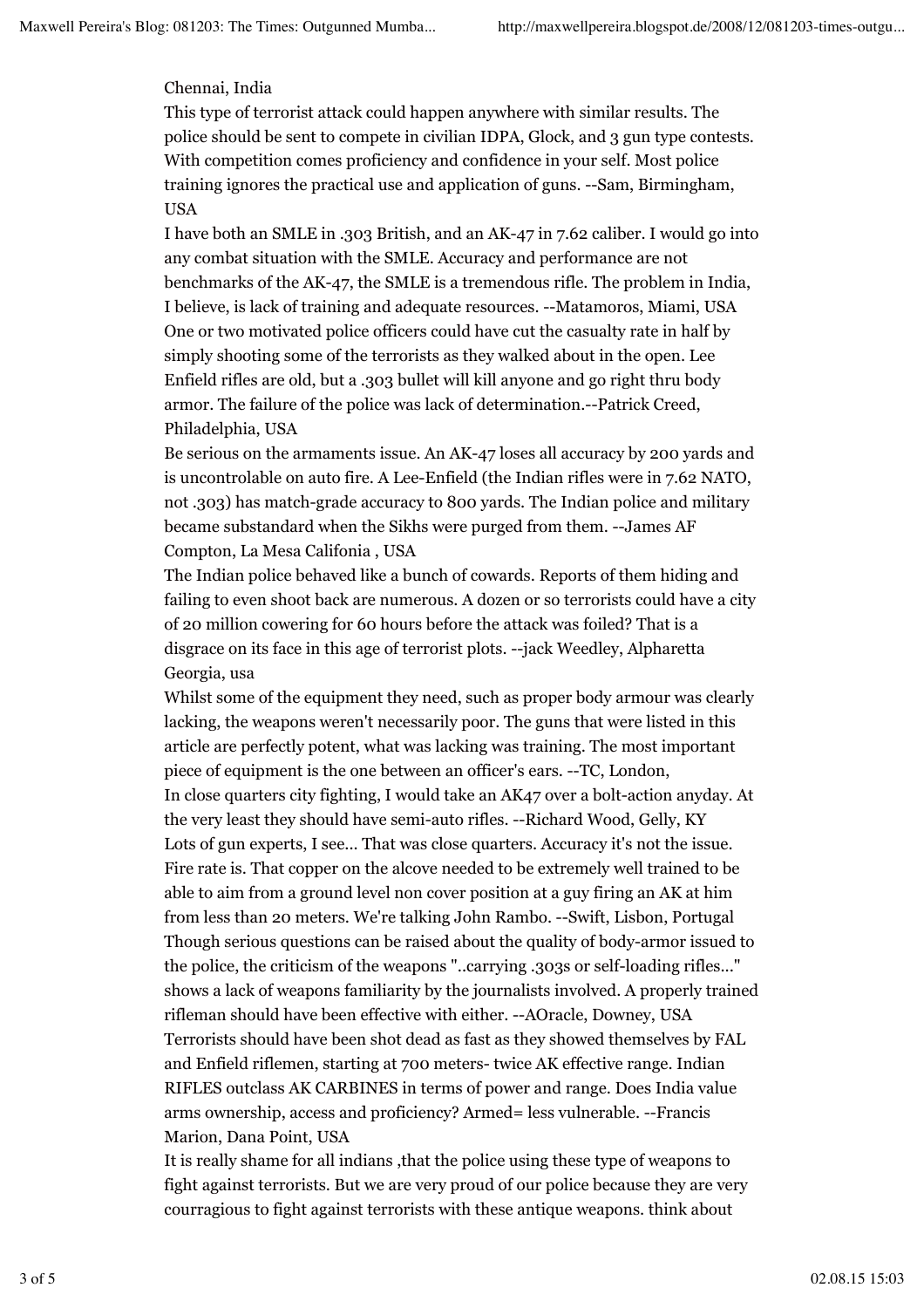Chennai, India

This type of terrorist attack could happen anywhere with similar results. The police should be sent to compete in civilian IDPA, Glock, and 3 gun type contests. With competition comes proficiency and confidence in your self. Most police training ignores the practical use and application of guns. --Sam, Birmingham, USA

I have both an SMLE in .303 British, and an AK-47 in 7.62 caliber. I would go into any combat situation with the SMLE. Accuracy and performance are not benchmarks of the AK-47, the SMLE is a tremendous rifle. The problem in India, I believe, is lack of training and adequate resources. --Matamoros, Miami, USA

One or two motivated police officers could have cut the casualty rate in half by simply shooting some of the terrorists as they walked about in the open. Lee Enfield rifles are old, but a .303 bullet will kill anyone and go right thru body armor. The failure of the police was lack of determination.--Patrick Creed, Philadelphia, USA

Be serious on the armaments issue. An AK-47 loses all accuracy by 200 yards and is uncontrolable on auto fire. A Lee-Enfield (the Indian rifles were in 7.62 NATO, not .303) has match-grade accuracy to 800 yards. The Indian police and military became substandard when the Sikhs were purged from them. --James AF Compton, La Mesa Califonia , USA

The Indian police behaved like a bunch of cowards. Reports of them hiding and failing to even shoot back are numerous. A dozen or so terrorists could have a city of 20 million cowering for 60 hours before the attack was foiled? That is a disgrace on its face in this age of terrorist plots. --jack Weedley, Alpharetta Georgia, usa

Whilst some of the equipment they need, such as proper body armour was clearly lacking, the weapons weren't necessarily poor. The guns that were listed in this article are perfectly potent, what was lacking was training. The most important piece of equipment is the one between an officer's ears. --TC, London,

In close quarters city fighting, I would take an AK47 over a bolt-action anyday. At the very least they should have semi-auto rifles. --Richard Wood, Gelly, KY

Lots of gun experts, I see... That was close quarters. Accuracy it's not the issue. Fire rate is. That copper on the alcove needed to be extremely well trained to be able to aim from a ground level non cover position at a guy firing an AK at him from less than 20 meters. We're talking John Rambo. --Swift, Lisbon, Portugal

Though serious questions can be raised about the quality of body-armor issued to the police, the criticism of the weapons "..carrying .303s or self-loading rifles..." shows a lack of weapons familiarity by the journalists involved. A properly trained rifleman should have been effective with either. --AOracle, Downey, USA

Terrorists should have been shot dead as fast as they showed themselves by FAL and Enfield riflemen, starting at 700 meters- twice AK effective range. Indian RIFLES outclass AK CARBINES in terms of power and range. Does India value arms ownership, access and proficiency? Armed= less vulnerable. --Francis Marion, Dana Point, USA

It is really shame for all indians ,that the police using these type of weapons to fight against terrorists. But we are very proud of our police because they are very courragious to fight against terrorists with these antique weapons. think about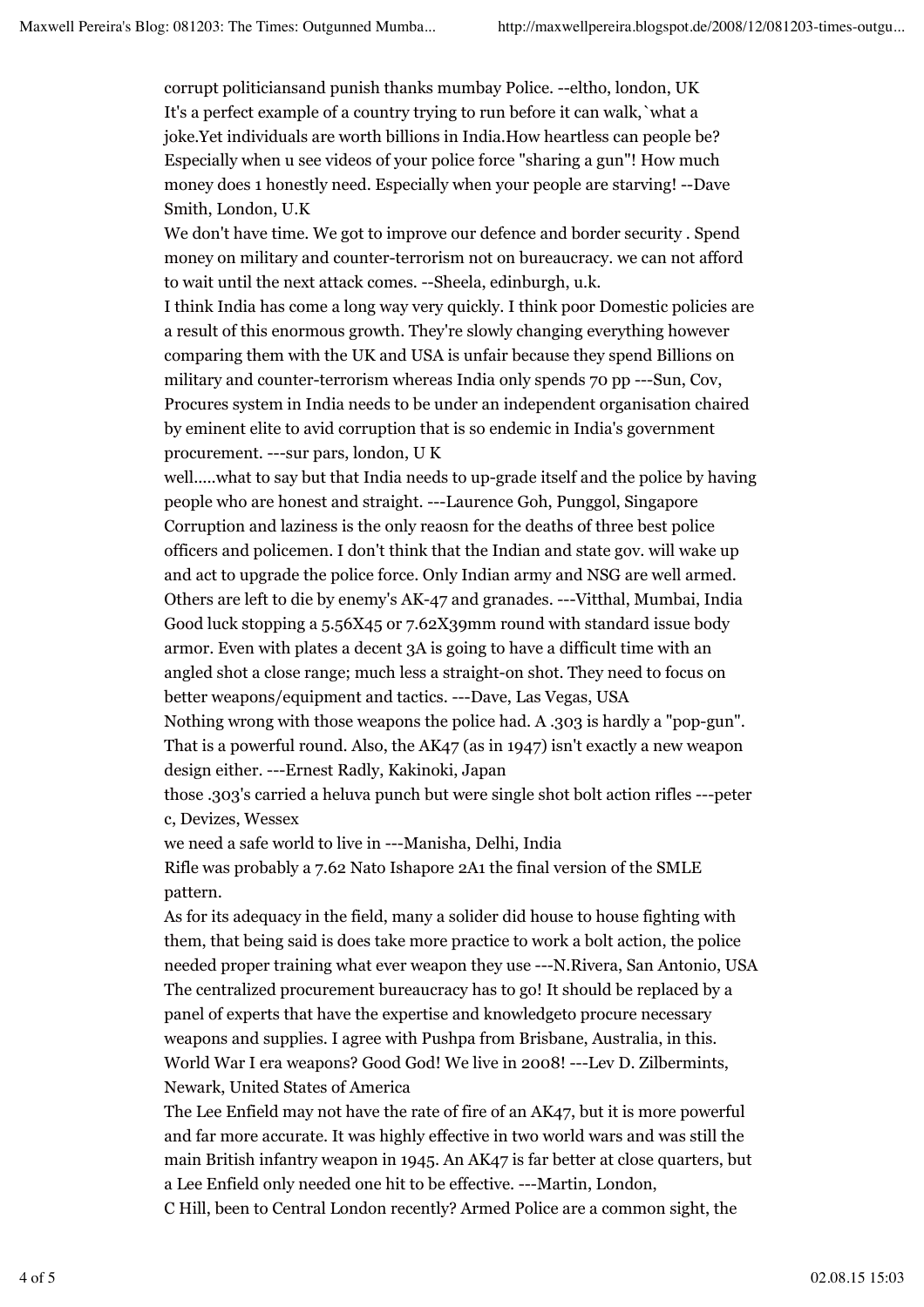corrupt politiciansand punish thanks mumbay Police. --eltho, london, UK

It's a perfect example of a country trying to run before it can walk,`what a joke.Yet individuals are worth billions in India.How heartless can people be? Especially when u see videos of your police force "sharing a gun"! How much money does 1 honestly need. Especially when your people are starving! --Dave Smith, London, U.K

We don't have time. We got to improve our defence and border security . Spend money on military and counter-terrorism not on bureaucracy. we can not afford to wait until the next attack comes. --Sheela, edinburgh, u.k.

I think India has come a long way very quickly. I think poor Domestic policies are a result of this enormous growth. They're slowly changing everything however comparing them with the UK and USA is unfair because they spend Billions on military and counter-terrorism whereas India only spends 70 pp ---Sun, Cov,

Procures system in India needs to be under an independent organisation chaired by eminent elite to avid corruption that is so endemic in India's government procurement. ---sur pars, london, U K

well.....what to say but that India needs to up-grade itself and the police by having people who are honest and straight. ---Laurence Goh, Punggol, Singapore

Corruption and laziness is the only reaosn for the deaths of three best police officers and policemen. I don't think that the Indian and state gov. will wake up and act to upgrade the police force. Only Indian army and NSG are well armed. Others are left to die by enemy's AK-47 and granades. ---Vitthal, Mumbai, India

Good luck stopping a 5.56X45 or 7.62X39mm round with standard issue body armor. Even with plates a decent 3A is going to have a difficult time with an angled shot a close range; much less a straight-on shot. They need to focus on better weapons/equipment and tactics. ---Dave, Las Vegas, USA

Nothing wrong with those weapons the police had. A .303 is hardly a "pop-gun". That is a powerful round. Also, the AK47 (as in 1947) isn't exactly a new weapon design either. ---Ernest Radly, Kakinoki, Japan

those .303's carried a heluva punch but were single shot bolt action rifles ---peter c, Devizes, Wessex

we need a safe world to live in ---Manisha, Delhi, India

Rifle was probably a 7.62 Nato Ishapore 2A1 the final version of the SMLE pattern.

As for its adequacy in the field, many a solider did house to house fighting with them, that being said is does take more practice to work a bolt action, the police needed proper training what ever weapon they use ---N.Rivera, San Antonio, USA

The centralized procurement bureaucracy has to go! It should be replaced by a panel of experts that have the expertise and knowledgeto procure necessary weapons and supplies. I agree with Pushpa from Brisbane, Australia, in this. World War I era weapons? Good God! We live in 2008! ---Lev D. Zilbermints, Newark, United States of America

The Lee Enfield may not have the rate of fire of an AK47, but it is more powerful and far more accurate. It was highly effective in two world wars and was still the main British infantry weapon in 1945. An AK47 is far better at close quarters, but a Lee Enfield only needed one hit to be effective. ---Martin, London,

C Hill, been to Central London recently? Armed Police are a common sight, the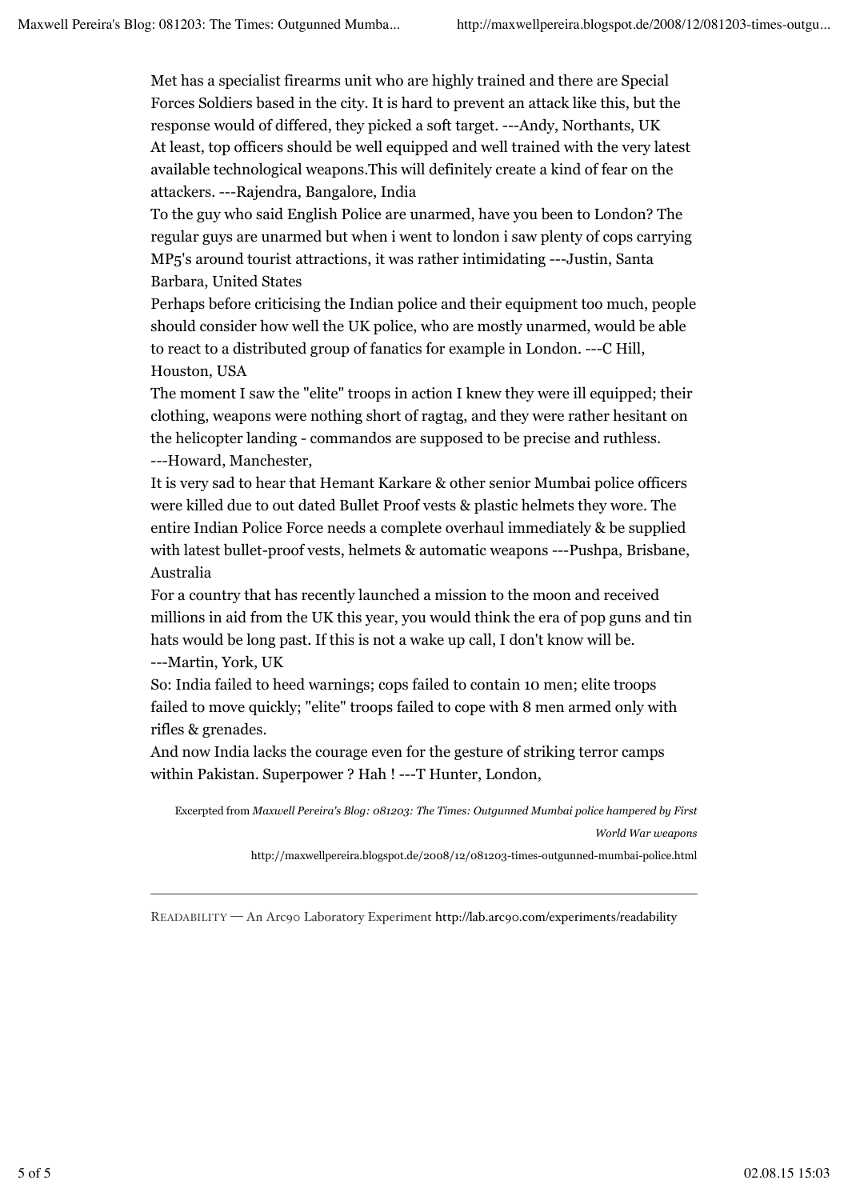Met has a specialist firearms unit who are highly trained and there are Special Forces Soldiers based in the city. It is hard to prevent an attack like this, but the response would of differed, they picked a soft target. ---Andy, Northants, UK

At least, top officers should be well equipped and well trained with the very latest available technological weapons.This will definitely create a kind of fear on the attackers. ---Rajendra, Bangalore, India

To the guy who said English Police are unarmed, have you been to London? The regular guys are unarmed but when i went to london i saw plenty of cops carrying MP5's around tourist attractions, it was rather intimidating ---Justin, Santa Barbara, United States

Perhaps before criticising the Indian police and their equipment too much, people should consider how well the UK police, who are mostly unarmed, would be able to react to a distributed group of fanatics for example in London. ---C Hill, Houston, USA

The moment I saw the "elite" troops in action I knew they were ill equipped; their clothing, weapons were nothing short of ragtag, and they were rather hesitant on the helicopter landing - commandos are supposed to be precise and ruthless. ---Howard, Manchester,

It is very sad to hear that Hemant Karkare & other senior Mumbai police officers were killed due to out dated Bullet Proof vests & plastic helmets they wore. The entire Indian Police Force needs a complete overhaul immediately & be supplied with latest bullet-proof vests, helmets & automatic weapons ---Pushpa, Brisbane, Australia

For a country that has recently launched a mission to the moon and received millions in aid from the UK this year, you would think the era of pop guns and tin hats would be long past. If this is not a wake up call, I don't know will be. ---Martin, York, UK

So: India failed to heed warnings; cops failed to contain 10 men; elite troops failed to move quickly; "elite" troops failed to cope with 8 men armed only with rifles & grenades.

And now India lacks the courage even for the gesture of striking terror camps within Pakistan. Superpower ? Hah ! ---T Hunter, London,

Excerpted from *Maxwell Pereira's Blog: 081203: The Times: Outgunned Mumbai police hampered by First World War weapons*

http://maxwellpereira.blogspot.de/2008/12/081203-times-outgunned-mumbai-police.html

---

READABILITY — An Arc90 Laboratory Experiment http://lab.arc90.com/experiments/readability